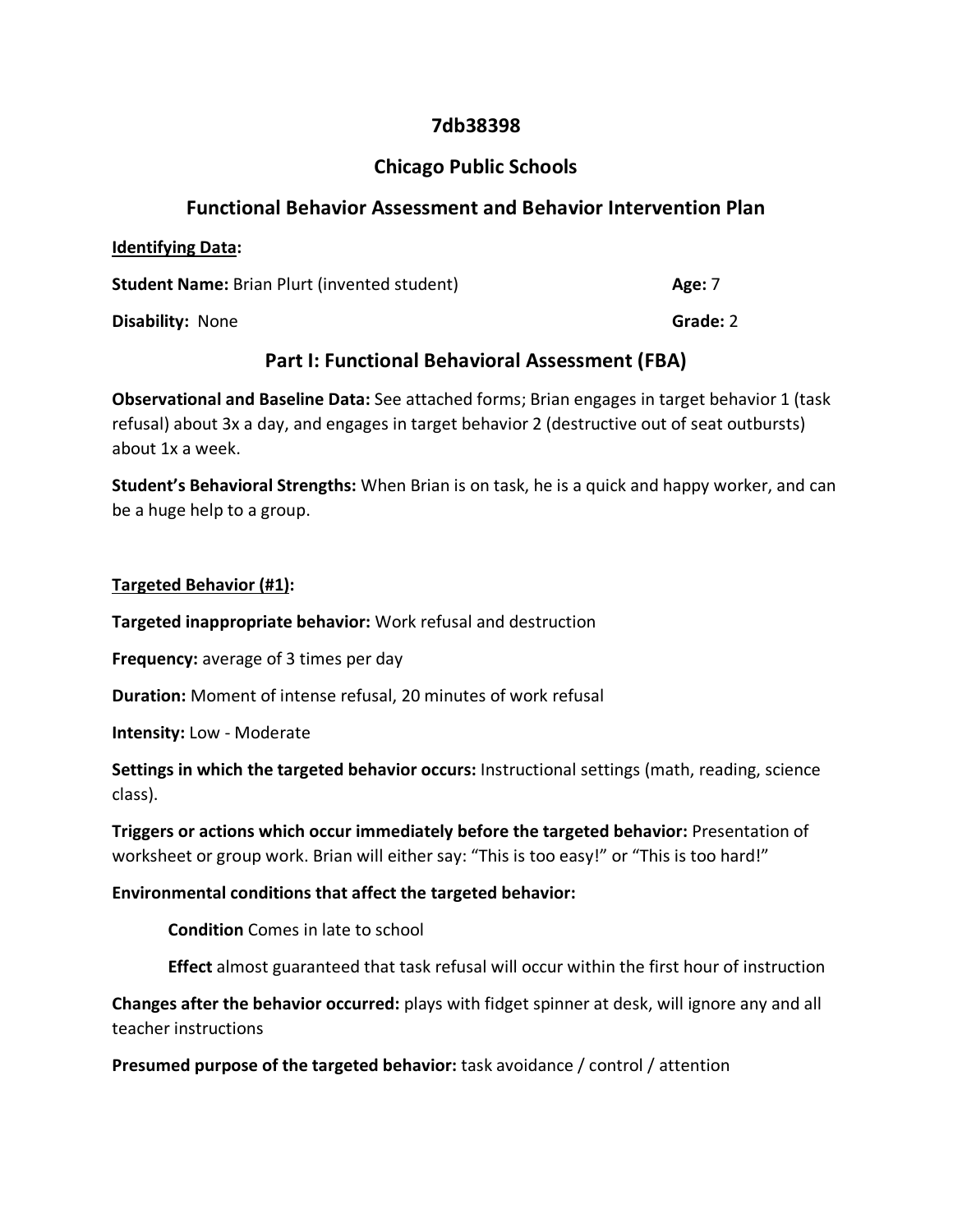# 7db38398

# Chicago Public Schools

## Functional Behavior Assessment and Behavior Intervention Plan

**Identifying Data:**

**Student Name:** Brian Plurt (invented student) **Age:** 7

**Disability:** None **Grade:** 2

## Part I: Functional Behavioral Assessment (FBA)

**Observational and Baseline Data:** See attached forms; Brian engages in target behavior 1 (task refusal) about 3x a day, and engages in target behavior 2 (destructive out of seat outbursts) about 1x a week.

**Student's Behavioral Strengths:** When Brian is on task, he is a quick and happy worker, and can be a huge help to a group.

**Targeted Behavior (#1):**

**Targeted inappropriate behavior:** Work refusal and destruction

**Frequency:** average of 3 times per day

**Duration:** Moment of intense refusal, 20 minutes of work refusal

**Intensity:** Low - Moderate

**Settings in which the targeted behavior occurs:** Instructional settings (math, reading, science class).

**Triggers or actions which occur immediately before the targeted behavior:** Presentation of worksheet or group work. Brian will either say: "This is too easy!" or "This is too hard!"

**Environmental conditions that affect the targeted behavior:**

**Condition** Comes in late to school

**Effect** almost guaranteed that task refusal will occur within the first hour of instruction

**Changes after the behavior occurred:** plays with fidget spinner at desk, will ignore any and all teacher instructions

**Presumed purpose of the targeted behavior:** task avoidance / control / attention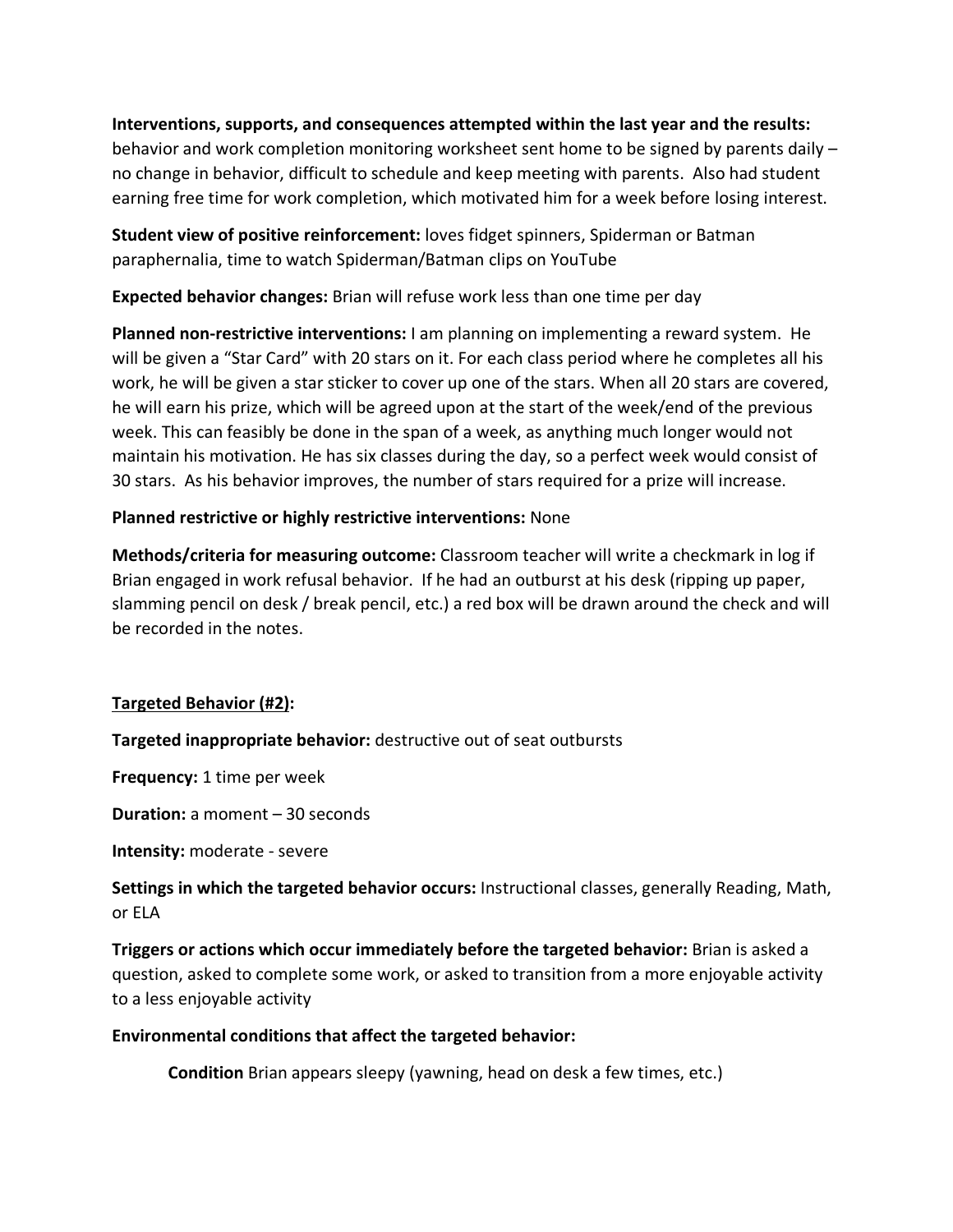**Interventions, supports, and consequences attempted within the last year and the results:** behavior and work completion monitoring worksheet sent home to be signed by parents daily – no change in behavior, difficult to schedule and keep meeting with parents. Also had student earning free time for work completion, which motivated him for a week before losing interest.

**Student view of positive reinforcement:** loves fidget spinners, Spiderman or Batman paraphernalia, time to watch Spiderman/Batman clips on YouTube

**Expected behavior changes:** Brian will refuse work less than one time per day

**Planned non-restrictive interventions:** I am planning on implementing a reward system. He will be given a "Star Card" with 20 stars on it. For each class period where he completes all his work, he will be given a star sticker to cover up one of the stars. When all 20 stars are covered, he will earn his prize, which will be agreed upon at the start of the week/end of the previous week. This can feasibly be done in the span of a week, as anything much longer would not maintain his motivation. He has six classes during the day, so a perfect week would consist of 30 stars. As his behavior improves, the number of stars required for a prize will increase.

**Planned restrictive or highly restrictive interventions:** None

**Methods/criteria for measuring outcome:** Classroom teacher will write a checkmark in log if Brian engaged in work refusal behavior. If he had an outburst at his desk (ripping up paper, slamming pencil on desk / break pencil, etc.) a red box will be drawn around the check and will be recorded in the notes.

**<u>Targeted Behavior (#2)</u>:**

**Targeted inappropriate behavior:** destructive out of seat outbursts

**Frequency:** 1 time per week

**Duration:** a moment – 30 seconds

**Intensity:** moderate - severe

**Settings in which the targeted behavior occurs:** Instructional classes, generally Reading, Math, or ELA

**Triggers or actions which occur immediately before the targeted behavior:** Brian is asked a question, asked to complete some work, or asked to transition from a more enjoyable activity to a less enjoyable activity

**Environmental conditions that affect the targeted behavior:**

**Condition** Brian appears sleepy (yawning, head on desk a few times, etc.)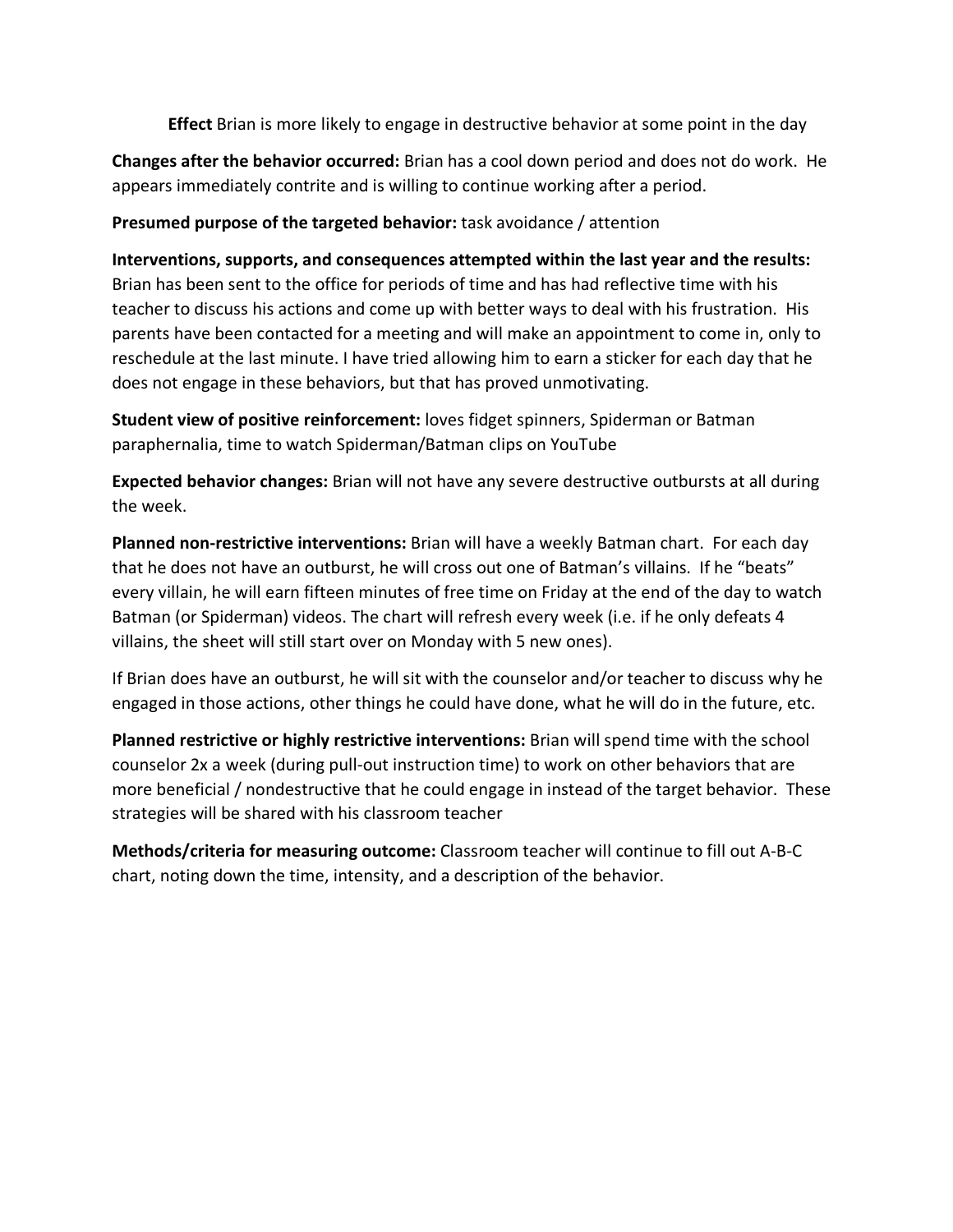**Effect** Brian is more likely to engage in destructive behavior at some point in the day

**Changes after the behavior occurred:** Brian has a cool down period and does not do work. He appears immediately contrite and is willing to continue working after a period.

**Presumed purpose of the targeted behavior:** task avoidance / attention

**Interventions, supports, and consequences attempted within the last year and the results:** Brian has been sent to the office for periods of time and has had reflective time with his teacher to discuss his actions and come up with better ways to deal with his frustration. His parents have been contacted for a meeting and will make an appointment to come in, only to reschedule at the last minute. I have tried allowing him to earn a sticker for each day that he does not engage in these behaviors, but that has proved unmotivating.

**Student view of positive reinforcement:** loves fidget spinners, Spiderman or Batman paraphernalia, time to watch Spiderman/Batman clips on YouTube

**Expected behavior changes:** Brian will not have any severe destructive outbursts at all during the week.

**Planned non-restrictive interventions:** Brian will have a weekly Batman chart. For each day that he does not have an outburst, he will cross out one of Batman's villains. If he "beats" every villain, he will earn fifteen minutes of free time on Friday at the end of the day to watch Batman (or Spiderman) videos. The chart will refresh every week (i.e. if he only defeats 4 villains, the sheet will still start over on Monday with 5 new ones).

If Brian does have an outburst, he will sit with the counselor and/or teacher to discuss why he engaged in those actions, other things he could have done, what he will do in the future, etc.

**Planned restrictive or highly restrictive interventions:** Brian will spend time with the school counselor 2x a week (during pull-out instruction time) to work on other behaviors that are more beneficial / nondestructive that he could engage in instead of the target behavior. These strategies will be shared with his classroom teacher

**Methods/criteria for measuring outcome:** Classroom teacher will continue to fill out A-B-C chart, noting down the time, intensity, and a description of the behavior.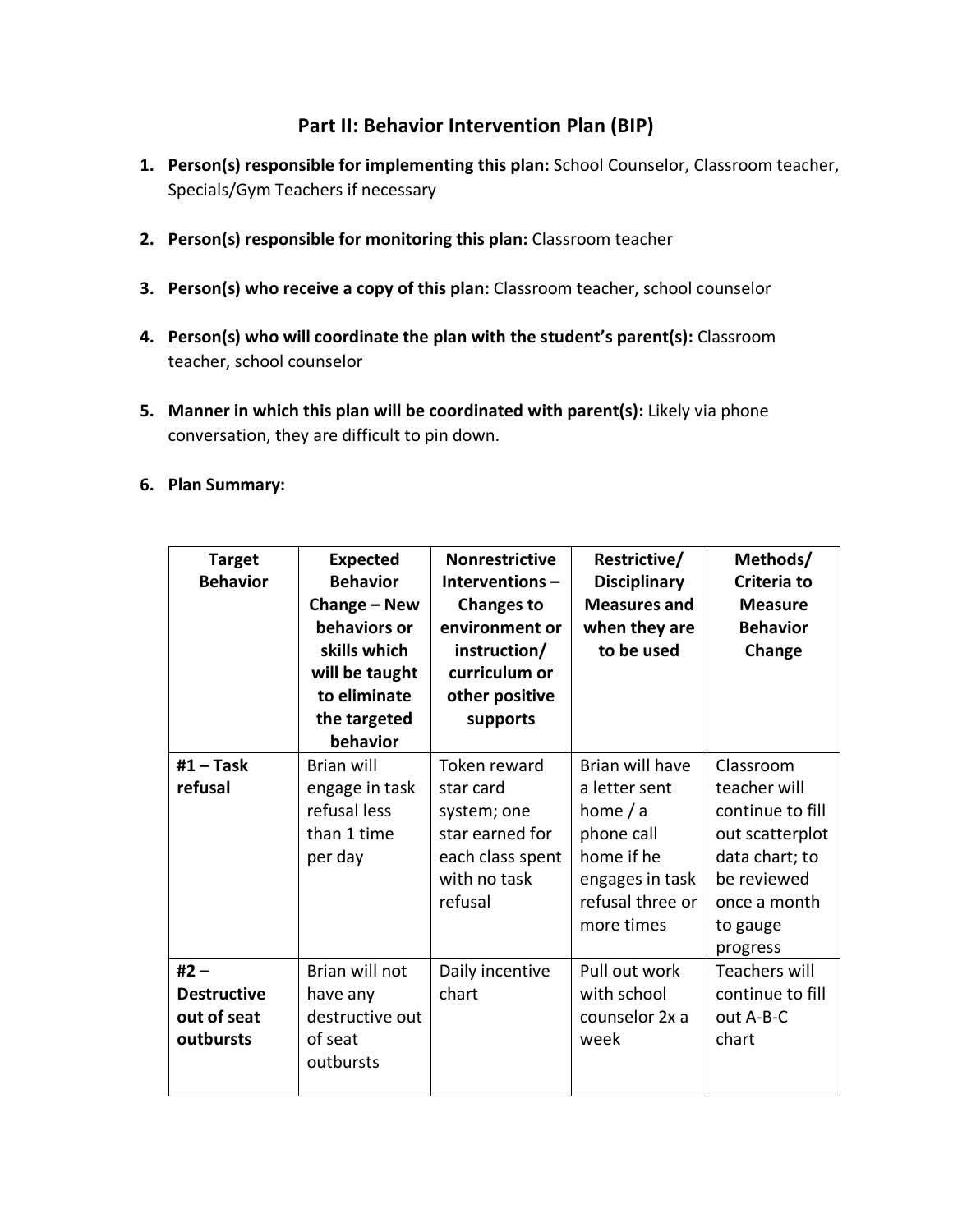## Part II: Behavior Intervention Plan (BIP)

1. **Person(s) responsible for implementing this plan:** School Counselor, Classroom teacher, Specials/Gym Teachers if necessary

2. **Person(s) responsible for monitoring this plan:** Classroom teacher

3. **Person(s) who receive a copy of this plan:** Classroom teacher, school counselor

4. **Person(s) who will coordinate the plan with the student's parent(s):** Classroom teacher, school counselor

5. **Manner in which this plan will be coordinated with parent(s):** Likely via phone conversation, they are difficult to pin down.

6. **Plan Summary:**

| Target Behavior | Expected Behavior Change – New behaviors or skills which will be taught to eliminate the targeted behavior | Nonrestrictive Interventions – Changes to environment or instruction/ curriculum or other positive supports | Restrictive/ Disciplinary Measures and when they are to be used | Methods/ Criteria to Measure Behavior Change |
|---|---|---|---|---|
| **#1 – Task refusal** | Brian will engage in task refusal less than 1 time per day | Token reward star card system; one star earned for each class spent with no task refusal | Brian will have a letter sent home / a phone call home if he engages in task refusal three or more times | Classroom teacher will continue to fill out scatterplot data chart; to be reviewed once a month to gauge progress |
| **#2 – Destructive out of seat outbursts** | Brian will not have any destructive out of seat outbursts | Daily incentive chart | Pull out work with school counselor 2x a week | Teachers will continue to fill out A-B-C chart |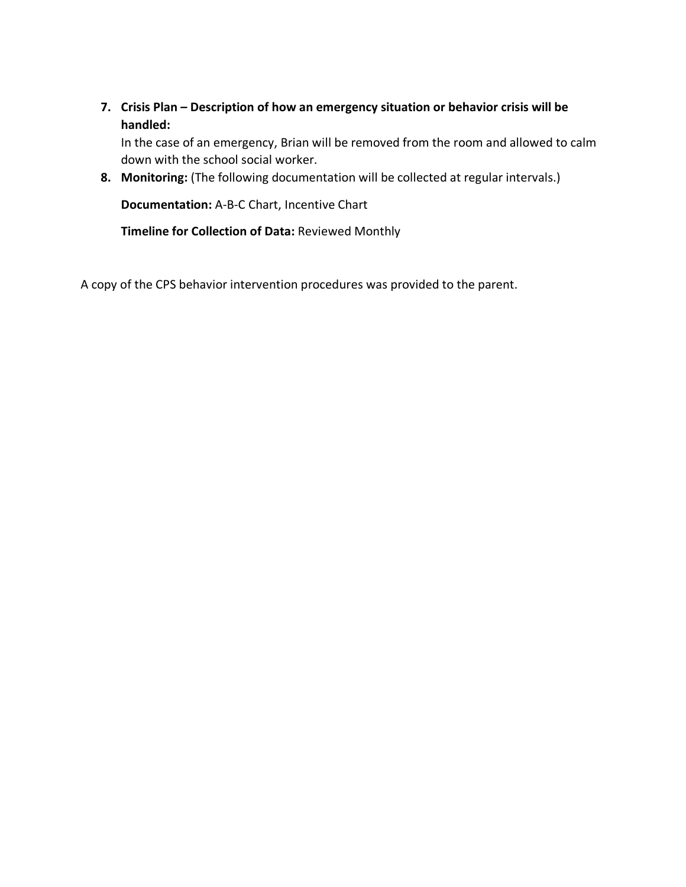7. **Crisis Plan – Description of how an emergency situation or behavior crisis will be handled:**
   In the case of an emergency, Brian will be removed from the room and allowed to calm down with the school social worker.

8. **Monitoring:** (The following documentation will be collected at regular intervals.)

   **Documentation:** A-B-C Chart, Incentive Chart

   **Timeline for Collection of Data:** Reviewed Monthly

A copy of the CPS behavior intervention procedures was provided to the parent.